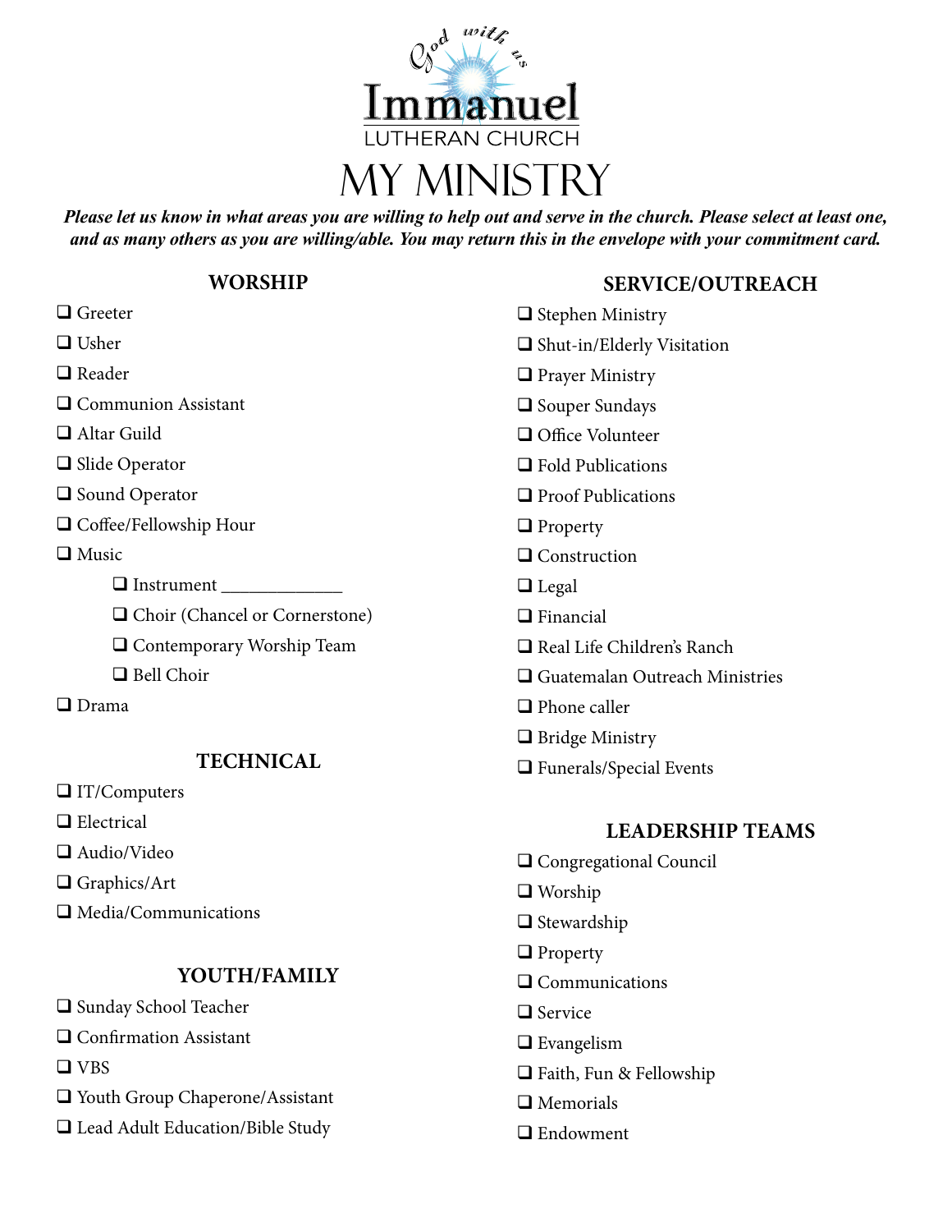God with us

# Immanuel
LUTHERAN CHURCH

# MY MINISTRY

***Please let us know in what areas you are willing to help out and serve in the church. Please select at least one, and as many others as you are willing/able. You may return this in the envelope with your commitment card.***

## WORSHIP

- ❑ Greeter
- ❑ Usher
- ❑ Reader
- ❑ Communion Assistant
- ❑ Altar Guild
- ❑ Slide Operator
- ❑ Sound Operator
- ❑ Coffee/Fellowship Hour
- ❑ Music
  - ❑ Instrument _____________
  - ❑ Choir (Chancel or Cornerstone)
  - ❑ Contemporary Worship Team
  - ❑ Bell Choir
- ❑ Drama

## TECHNICAL

- ❑ IT/Computers
- ❑ Electrical
- ❑ Audio/Video
- ❑ Graphics/Art
- ❑ Media/Communications

## YOUTH/FAMILY

- ❑ Sunday School Teacher
- ❑ Confirmation Assistant
- ❑ VBS
- ❑ Youth Group Chaperone/Assistant
- ❑ Lead Adult Education/Bible Study

## SERVICE/OUTREACH

- ❑ Stephen Ministry
- ❑ Shut-in/Elderly Visitation
- ❑ Prayer Ministry
- ❑ Souper Sundays
- ❑ Office Volunteer
- ❑ Fold Publications
- ❑ Proof Publications
- ❑ Property
- ❑ Construction
- ❑ Legal
- ❑ Financial
- ❑ Real Life Children's Ranch
- ❑ Guatemalan Outreach Ministries
- ❑ Phone caller
- ❑ Bridge Ministry
- ❑ Funerals/Special Events

## LEADERSHIP TEAMS

- ❑ Congregational Council
- ❑ Worship
- ❑ Stewardship
- ❑ Property
- ❑ Communications
- ❑ Service
- ❑ Evangelism
- ❑ Faith, Fun & Fellowship
- ❑ Memorials
- ❑ Endowment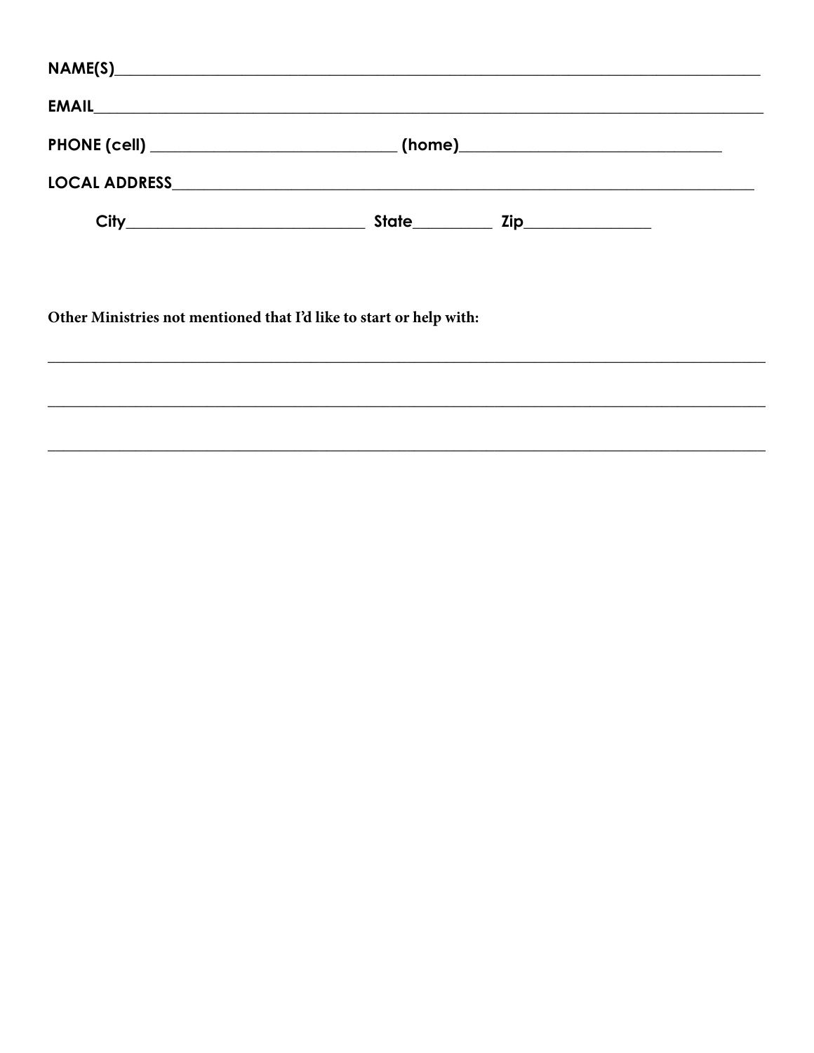**NAME(S)**\_\_\_\_\_\_\_\_\_\_\_\_\_\_\_\_\_\_\_\_\_\_\_\_\_\_\_\_\_\_\_\_\_\_\_\_\_\_\_\_\_\_\_\_\_\_\_\_\_\_\_\_\_\_\_\_\_\_\_\_\_\_\_\_

**EMAIL**\_\_\_\_\_\_\_\_\_\_\_\_\_\_\_\_\_\_\_\_\_\_\_\_\_\_\_\_\_\_\_\_\_\_\_\_\_\_\_\_\_\_\_\_\_\_\_\_\_\_\_\_\_\_\_\_\_\_\_\_\_\_\_\_\_\_\_\_

**PHONE (cell)** \_\_\_\_\_\_\_\_\_\_\_\_\_\_\_\_\_\_\_\_\_\_\_\_\_\_\_ **(home)**\_\_\_\_\_\_\_\_\_\_\_\_\_\_\_\_\_\_\_\_\_\_\_\_\_\_\_\_\_

**LOCAL ADDRESS**\_\_\_\_\_\_\_\_\_\_\_\_\_\_\_\_\_\_\_\_\_\_\_\_\_\_\_\_\_\_\_\_\_\_\_\_\_\_\_\_\_\_\_\_\_\_\_\_\_\_\_\_\_\_\_\_\_\_\_\_\_\_

**City**\_\_\_\_\_\_\_\_\_\_\_\_\_\_\_\_\_\_\_\_\_\_\_\_\_\_\_ **State**\_\_\_\_\_\_\_\_\_ **Zip**\_\_\_\_\_\_\_\_\_\_\_\_\_\_

**Other Ministries not mentioned that I'd like to start or help with:**

\_\_\_\_\_\_\_\_\_\_\_\_\_\_\_\_\_\_\_\_\_\_\_\_\_\_\_\_\_\_\_\_\_\_\_\_\_\_\_\_\_\_\_\_\_\_\_\_\_\_\_\_\_\_\_\_\_\_\_\_\_\_\_\_\_\_\_\_\_\_\_\_\_\_\_\_

\_\_\_\_\_\_\_\_\_\_\_\_\_\_\_\_\_\_\_\_\_\_\_\_\_\_\_\_\_\_\_\_\_\_\_\_\_\_\_\_\_\_\_\_\_\_\_\_\_\_\_\_\_\_\_\_\_\_\_\_\_\_\_\_\_\_\_\_\_\_\_\_\_\_\_\_

\_\_\_\_\_\_\_\_\_\_\_\_\_\_\_\_\_\_\_\_\_\_\_\_\_\_\_\_\_\_\_\_\_\_\_\_\_\_\_\_\_\_\_\_\_\_\_\_\_\_\_\_\_\_\_\_\_\_\_\_\_\_\_\_\_\_\_\_\_\_\_\_\_\_\_\_